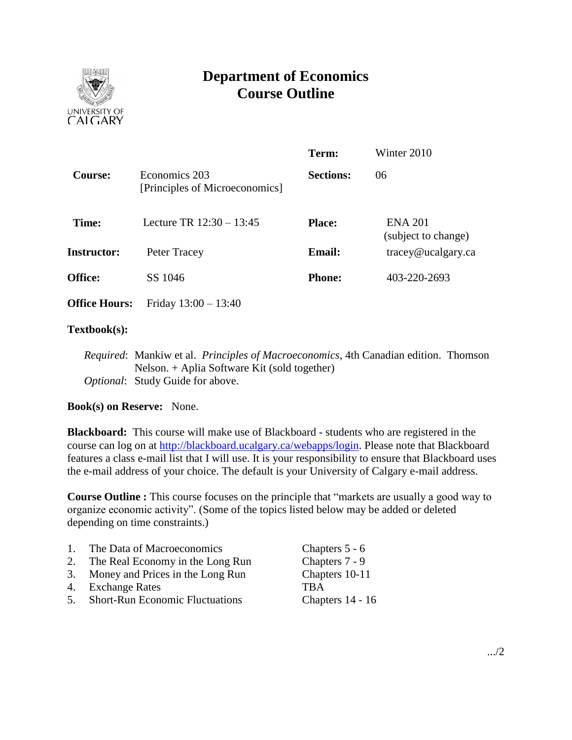# Department of Economics
# Course Outline

| | | | |
|---|---|---|---|
| | | **Term:** | Winter 2010 |
| **Course:** | Economics 203 [Principles of Microeconomics] | **Sections:** | 06 |
| **Time:** | Lecture TR 12:30 – 13:45 | **Place:** | ENA 201 (subject to change) |
| **Instructor:** | Peter Tracey | **Email:** | tracey@ucalgary.ca |
| **Office:** | SS 1046 | **Phone:** | 403-220-2693 |
| **Office Hours:** | Friday 13:00 – 13:40 | | |

**Textbook(s):**

*Required*: Mankiw et al. *Principles of Macroeconomics*, 4th Canadian edition. Thomson Nelson. + Aplia Software Kit (sold together)
*Optional*: Study Guide for above.

**Book(s) on Reserve:** None.

**Blackboard:** This course will make use of Blackboard - students who are registered in the course can log on at http://blackboard.ucalgary.ca/webapps/login. Please note that Blackboard features a class e-mail list that I will use. It is your responsibility to ensure that Blackboard uses the e-mail address of your choice. The default is your University of Calgary e-mail address.

**Course Outline :** This course focuses on the principle that "markets are usually a good way to organize economic activity". (Some of the topics listed below may be added or deleted depending on time constraints.)

| | | |
|---|---|---|
| 1. | The Data of Macroeconomics | Chapters 5 - 6 |
| 2. | The Real Economy in the Long Run | Chapters 7 - 9 |
| 3. | Money and Prices in the Long Run | Chapters 10-11 |
| 4. | Exchange Rates | TBA |
| 5. | Short-Run Economic Fluctuations | Chapters 14 - 16 |

.../2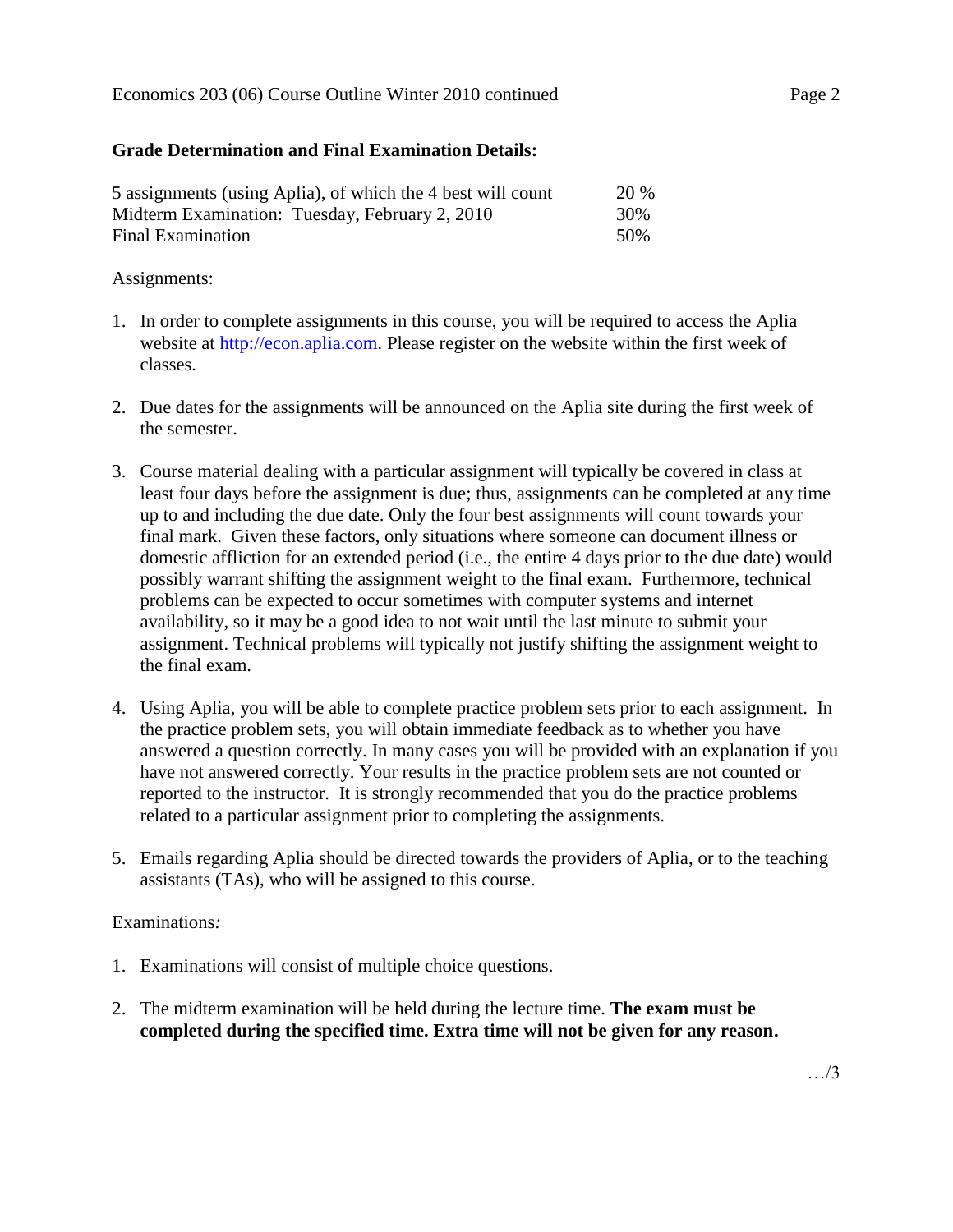### Grade Determination and Final Examination Details:

| | |
|---|---|
| 5 assignments (using Aplia), of which the 4 best will count | 20 % |
| Midterm Examination: Tuesday, February 2, 2010 | 30% |
| Final Examination | 50% |

Assignments:

1. In order to complete assignments in this course, you will be required to access the Aplia website at [http://econ.aplia.com](http://econ.aplia.com). Please register on the website within the first week of classes.

2. Due dates for the assignments will be announced on the Aplia site during the first week of the semester.

3. Course material dealing with a particular assignment will typically be covered in class at least four days before the assignment is due; thus, assignments can be completed at any time up to and including the due date. Only the four best assignments will count towards your final mark. Given these factors, only situations where someone can document illness or domestic affliction for an extended period (i.e., the entire 4 days prior to the due date) would possibly warrant shifting the assignment weight to the final exam. Furthermore, technical problems can be expected to occur sometimes with computer systems and internet availability, so it may be a good idea to not wait until the last minute to submit your assignment. Technical problems will typically not justify shifting the assignment weight to the final exam.

4. Using Aplia, you will be able to complete practice problem sets prior to each assignment. In the practice problem sets, you will obtain immediate feedback as to whether you have answered a question correctly. In many cases you will be provided with an explanation if you have not answered correctly. Your results in the practice problem sets are not counted or reported to the instructor. It is strongly recommended that you do the practice problems related to a particular assignment prior to completing the assignments.

5. Emails regarding Aplia should be directed towards the providers of Aplia, or to the teaching assistants (TAs), who will be assigned to this course.

Examinations*:*

1. Examinations will consist of multiple choice questions.

2. The midterm examination will be held during the lecture time. **The exam must be completed during the specified time. Extra time will not be given for any reason.**

…/3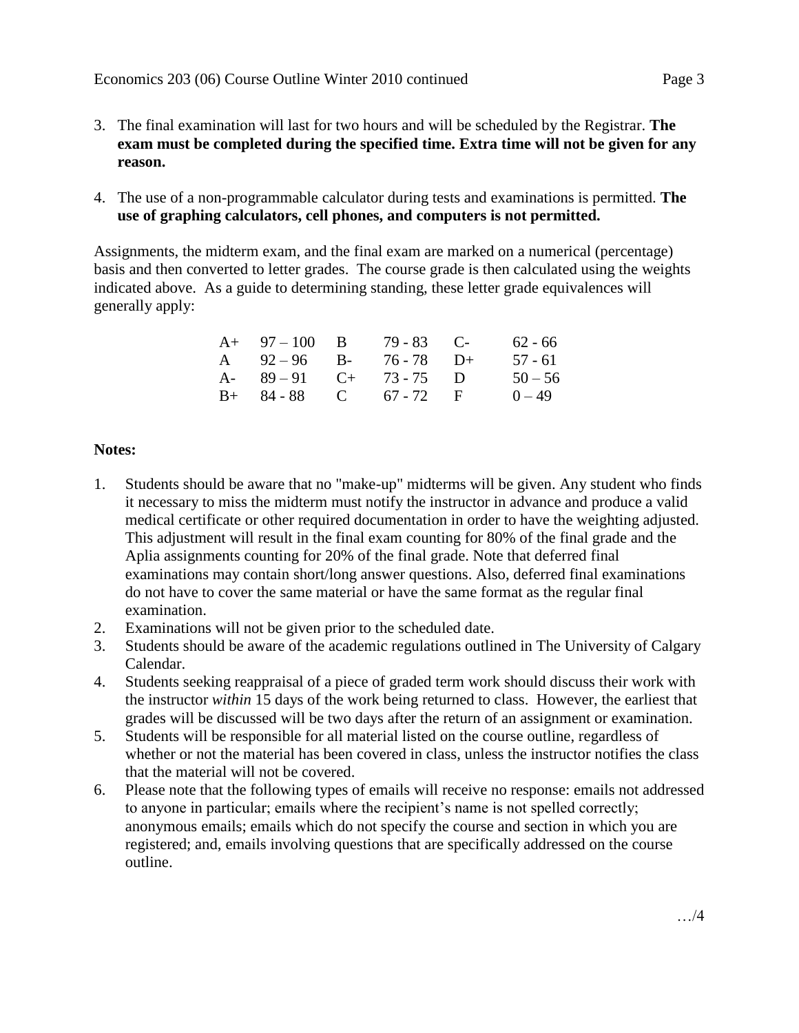3. The final examination will last for two hours and will be scheduled by the Registrar. **The exam must be completed during the specified time. Extra time will not be given for any reason.**

4. The use of a non-programmable calculator during tests and examinations is permitted. **The use of graphing calculators, cell phones, and computers is not permitted.**

Assignments, the midterm exam, and the final exam are marked on a numerical (percentage) basis and then converted to letter grades. The course grade is then calculated using the weights indicated above. As a guide to determining standing, these letter grade equivalences will generally apply:

| | | | | | |
|---|---|---|---|---|---|
| A+ | 97 – 100 | B | 79 - 83 | C- | 62 - 66 |
| A | 92 – 96 | B- | 76 - 78 | D+ | 57 - 61 |
| A- | 89 – 91 | C+ | 73 - 75 | D | 50 – 56 |
| B+ | 84 - 88 | C | 67 - 72 | F | 0 – 49 |

**Notes:**

1. Students should be aware that no "make-up" midterms will be given. Any student who finds it necessary to miss the midterm must notify the instructor in advance and produce a valid medical certificate or other required documentation in order to have the weighting adjusted. This adjustment will result in the final exam counting for 80% of the final grade and the Aplia assignments counting for 20% of the final grade. Note that deferred final examinations may contain short/long answer questions. Also, deferred final examinations do not have to cover the same material or have the same format as the regular final examination.
2. Examinations will not be given prior to the scheduled date.
3. Students should be aware of the academic regulations outlined in The University of Calgary Calendar.
4. Students seeking reappraisal of a piece of graded term work should discuss their work with the instructor *within* 15 days of the work being returned to class. However, the earliest that grades will be discussed will be two days after the return of an assignment or examination.
5. Students will be responsible for all material listed on the course outline, regardless of whether or not the material has been covered in class, unless the instructor notifies the class that the material will not be covered.
6. Please note that the following types of emails will receive no response: emails not addressed to anyone in particular; emails where the recipient's name is not spelled correctly; anonymous emails; emails which do not specify the course and section in which you are registered; and, emails involving questions that are specifically addressed on the course outline.

…/4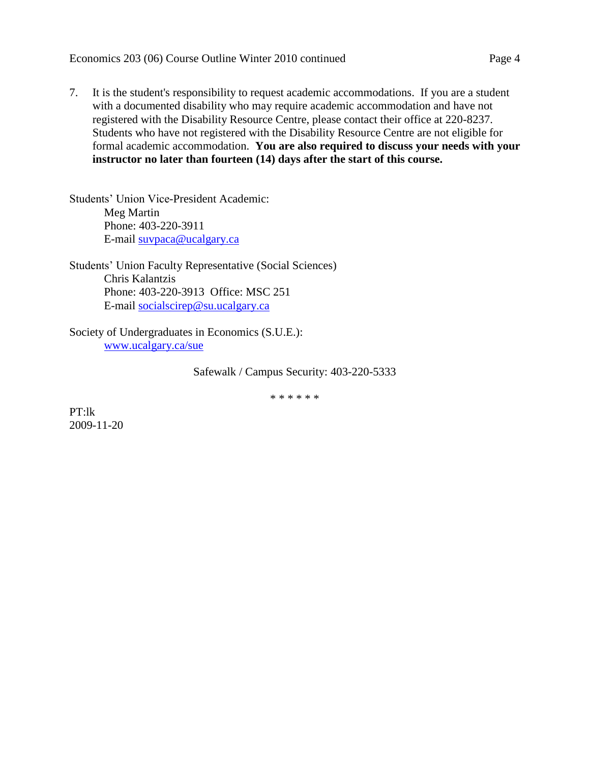7. It is the student's responsibility to request academic accommodations. If you are a student with a documented disability who may require academic accommodation and have not registered with the Disability Resource Centre, please contact their office at 220-8237. Students who have not registered with the Disability Resource Centre are not eligible for formal academic accommodation. **You are also required to discuss your needs with your instructor no later than fourteen (14) days after the start of this course.**

Students' Union Vice-President Academic:
Meg Martin
Phone: 403-220-3911
E-mail suvpaca@ucalgary.ca

Students' Union Faculty Representative (Social Sciences)
Chris Kalantzis
Phone: 403-220-3913 Office: MSC 251
E-mail socialscirep@su.ucalgary.ca

Society of Undergraduates in Economics (S.U.E.):
www.ucalgary.ca/sue

Safewalk / Campus Security: 403-220-5333

* * * * * *

PT:lk
2009-11-20